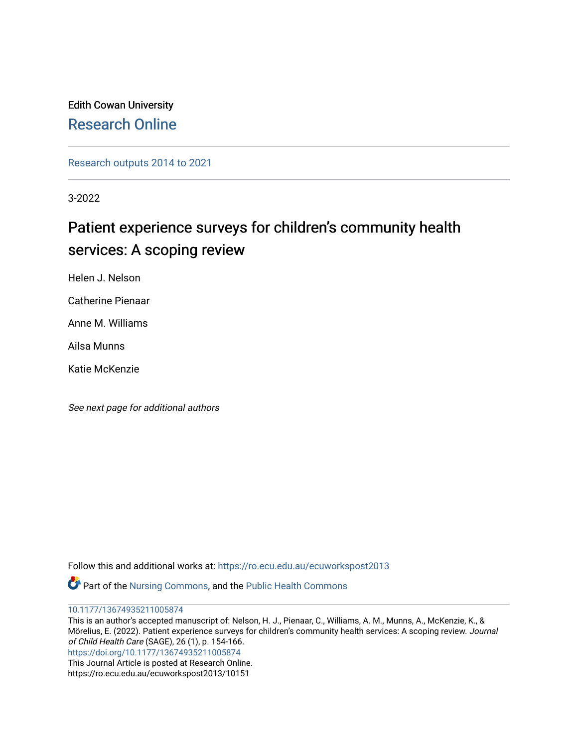Edith Cowan University

Research Online

Research outputs 2014 to 2021

3-2022

# Patient experience surveys for children's community health services: A scoping review

Helen J. Nelson

Catherine Pienaar

Anne M. Williams

Ailsa Munns

Katie McKenzie

*See next page for additional authors*

Follow this and additional works at: https://ro.ecu.edu.au/ecuworkspost2013

Part of the Nursing Commons, and the Public Health Commons

10.1177/13674935211005874

This is an author's accepted manuscript of: Nelson, H. J., Pienaar, C., Williams, A. M., Munns, A., McKenzie, K., & Mörelius, E. (2022). Patient experience surveys for children's community health services: A scoping review. *Journal of Child Health Care* (SAGE), 26 (1), p. 154-166.

https://doi.org/10.1177/13674935211005874

This Journal Article is posted at Research Online.

https://ro.ecu.edu.au/ecuworkspost2013/10151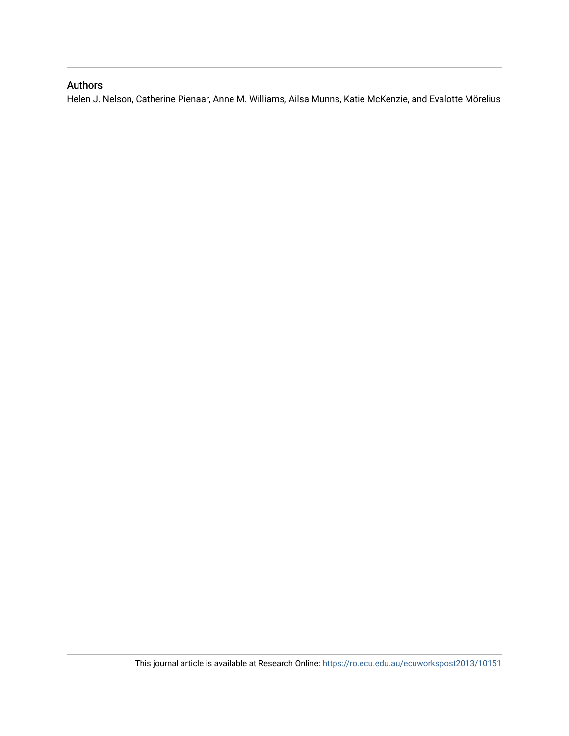## Authors

Helen J. Nelson, Catherine Pienaar, Anne M. Williams, Ailsa Munns, Katie McKenzie, and Evalotte Mörelius

This journal article is available at Research Online: https://ro.ecu.edu.au/ecuworkspost2013/10151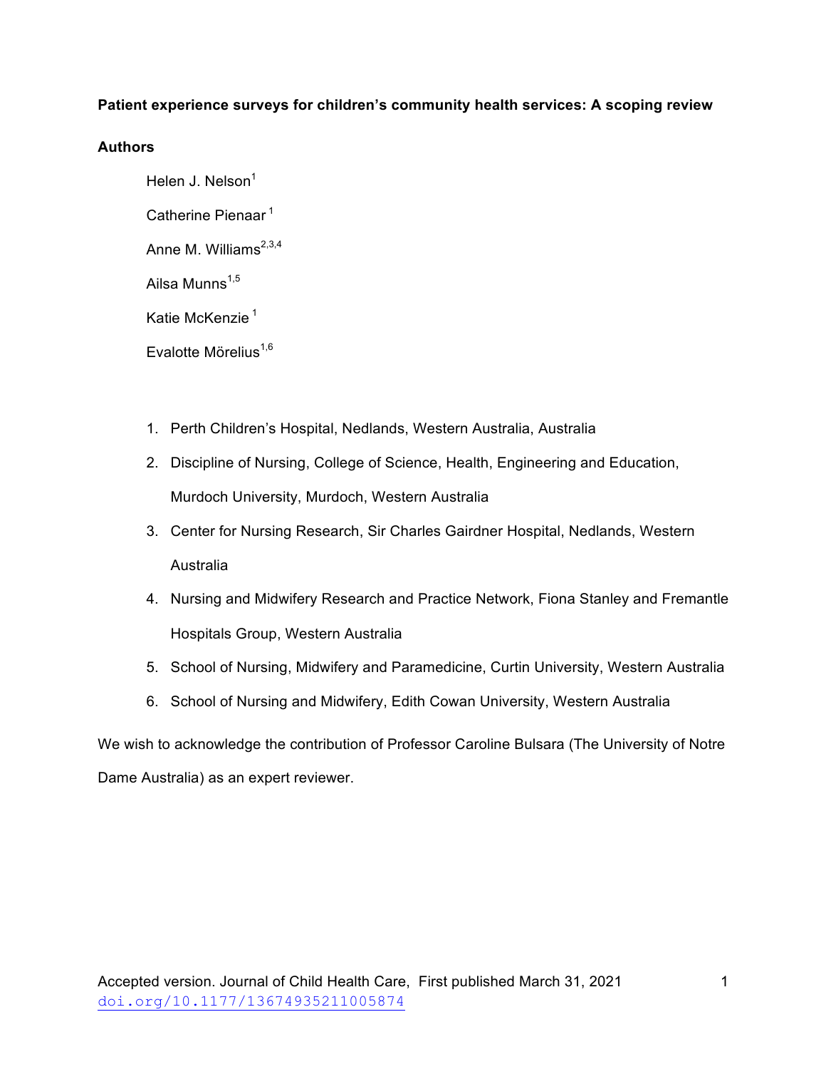**Patient experience surveys for children's community health services: A scoping review**

**Authors**

Helen J. Nelson[1]

Catherine Pienaar [1]

Anne M. Williams[2,3,4]

Ailsa Munns[1,5]

Katie McKenzie [1]

Evalotte Mörelius[1,6]

1. Perth Children's Hospital, Nedlands, Western Australia, Australia
2. Discipline of Nursing, College of Science, Health, Engineering and Education, Murdoch University, Murdoch, Western Australia
3. Center for Nursing Research, Sir Charles Gairdner Hospital, Nedlands, Western Australia
4. Nursing and Midwifery Research and Practice Network, Fiona Stanley and Fremantle Hospitals Group, Western Australia
5. School of Nursing, Midwifery and Paramedicine, Curtin University, Western Australia
6. School of Nursing and Midwifery, Edith Cowan University, Western Australia

We wish to acknowledge the contribution of Professor Caroline Bulsara (The University of Notre Dame Australia) as an expert reviewer.

Accepted version. Journal of Child Health Care, First published March 31, 2021
doi.org/10.1177/13674935211005874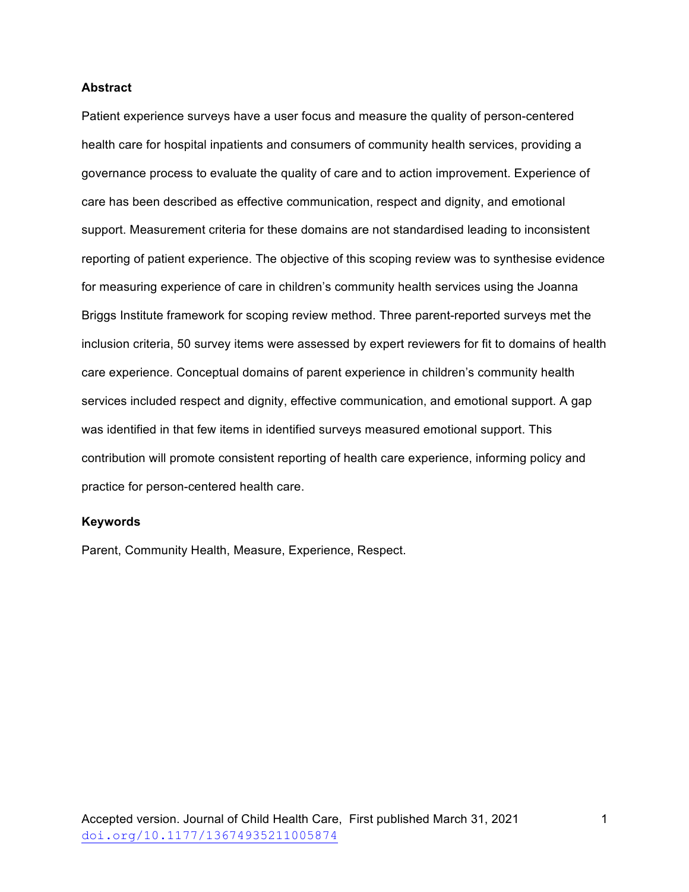## Abstract

Patient experience surveys have a user focus and measure the quality of person-centered health care for hospital inpatients and consumers of community health services, providing a governance process to evaluate the quality of care and to action improvement. Experience of care has been described as effective communication, respect and dignity, and emotional support. Measurement criteria for these domains are not standardised leading to inconsistent reporting of patient experience. The objective of this scoping review was to synthesise evidence for measuring experience of care in children's community health services using the Joanna Briggs Institute framework for scoping review method. Three parent-reported surveys met the inclusion criteria, 50 survey items were assessed by expert reviewers for fit to domains of health care experience. Conceptual domains of parent experience in children's community health services included respect and dignity, effective communication, and emotional support. A gap was identified in that few items in identified surveys measured emotional support. This contribution will promote consistent reporting of health care experience, informing policy and practice for person-centered health care.

## Keywords

Parent, Community Health, Measure, Experience, Respect.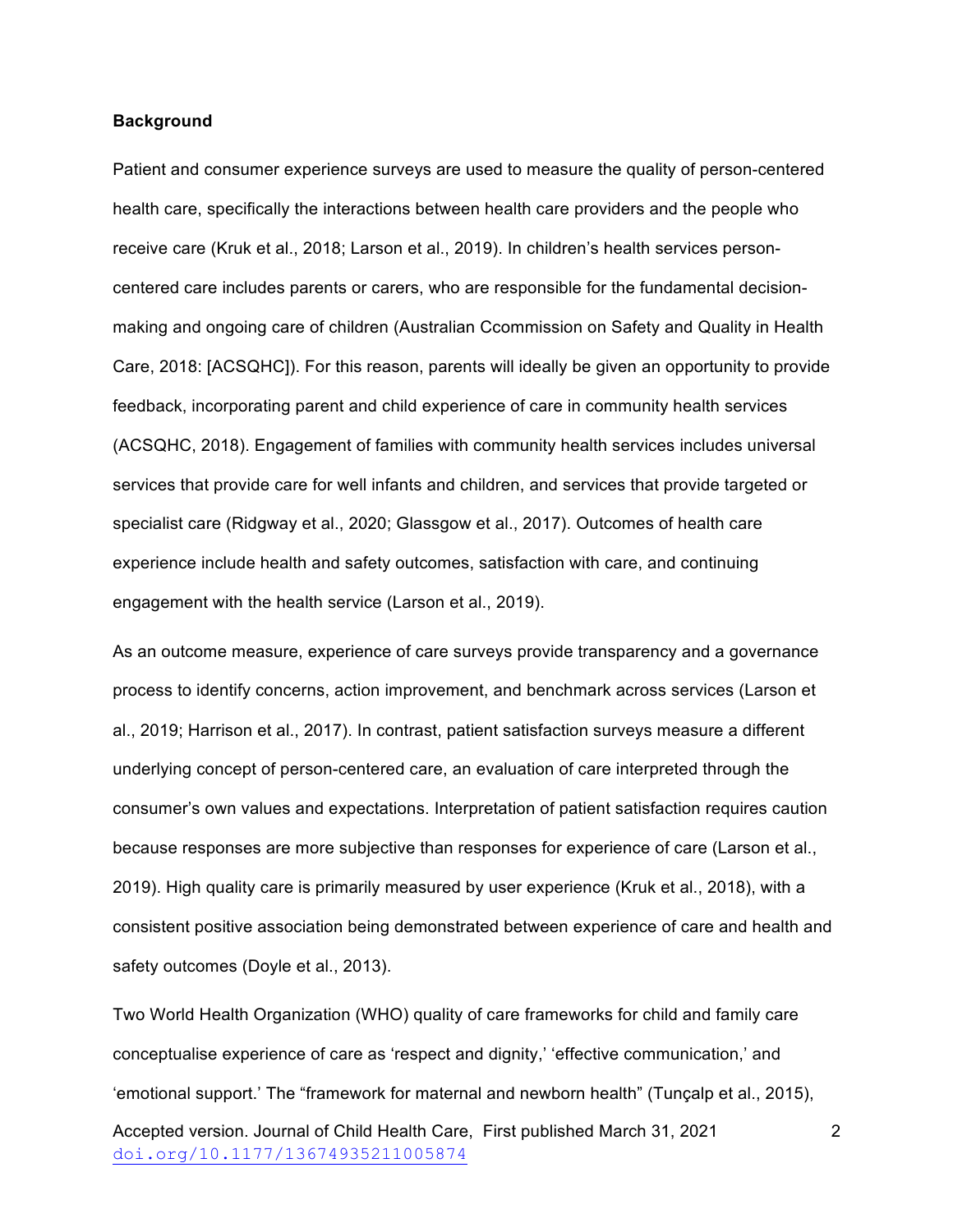**Background**

Patient and consumer experience surveys are used to measure the quality of person-centered health care, specifically the interactions between health care providers and the people who receive care (Kruk et al., 2018; Larson et al., 2019). In children's health services person-centered care includes parents or carers, who are responsible for the fundamental decision-making and ongoing care of children (Australian Ccommission on Safety and Quality in Health Care, 2018: [ACSQHC]). For this reason, parents will ideally be given an opportunity to provide feedback, incorporating parent and child experience of care in community health services (ACSQHC, 2018). Engagement of families with community health services includes universal services that provide care for well infants and children, and services that provide targeted or specialist care (Ridgway et al., 2020; Glassgow et al., 2017). Outcomes of health care experience include health and safety outcomes, satisfaction with care, and continuing engagement with the health service (Larson et al., 2019).

As an outcome measure, experience of care surveys provide transparency and a governance process to identify concerns, action improvement, and benchmark across services (Larson et al., 2019; Harrison et al., 2017). In contrast, patient satisfaction surveys measure a different underlying concept of person-centered care, an evaluation of care interpreted through the consumer's own values and expectations. Interpretation of patient satisfaction requires caution because responses are more subjective than responses for experience of care (Larson et al., 2019). High quality care is primarily measured by user experience (Kruk et al., 2018), with a consistent positive association being demonstrated between experience of care and health and safety outcomes (Doyle et al., 2013).

Two World Health Organization (WHO) quality of care frameworks for child and family care conceptualise experience of care as 'respect and dignity,' 'effective communication,' and 'emotional support.' The "framework for maternal and newborn health" (Tunçalp et al., 2015),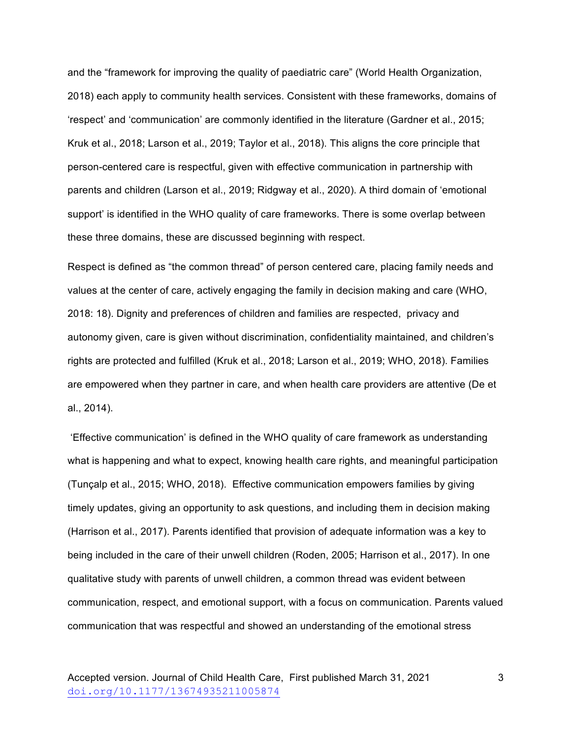and the “framework for improving the quality of paediatric care” (World Health Organization, 2018) each apply to community health services. Consistent with these frameworks, domains of ‘respect’ and ‘communication’ are commonly identified in the literature (Gardner et al., 2015; Kruk et al., 2018; Larson et al., 2019; Taylor et al., 2018). This aligns the core principle that person-centered care is respectful, given with effective communication in partnership with parents and children (Larson et al., 2019; Ridgway et al., 2020). A third domain of ‘emotional support’ is identified in the WHO quality of care frameworks. There is some overlap between these three domains, these are discussed beginning with respect.

Respect is defined as “the common thread” of person centered care, placing family needs and values at the center of care, actively engaging the family in decision making and care (WHO, 2018: 18). Dignity and preferences of children and families are respected, privacy and autonomy given, care is given without discrimination, confidentiality maintained, and children’s rights are protected and fulfilled (Kruk et al., 2018; Larson et al., 2019; WHO, 2018). Families are empowered when they partner in care, and when health care providers are attentive (De et al., 2014).

‘Effective communication’ is defined in the WHO quality of care framework as understanding what is happening and what to expect, knowing health care rights, and meaningful participation (Tunçalp et al., 2015; WHO, 2018). Effective communication empowers families by giving timely updates, giving an opportunity to ask questions, and including them in decision making (Harrison et al., 2017). Parents identified that provision of adequate information was a key to being included in the care of their unwell children (Roden, 2005; Harrison et al., 2017). In one qualitative study with parents of unwell children, a common thread was evident between communication, respect, and emotional support, with a focus on communication. Parents valued communication that was respectful and showed an understanding of the emotional stress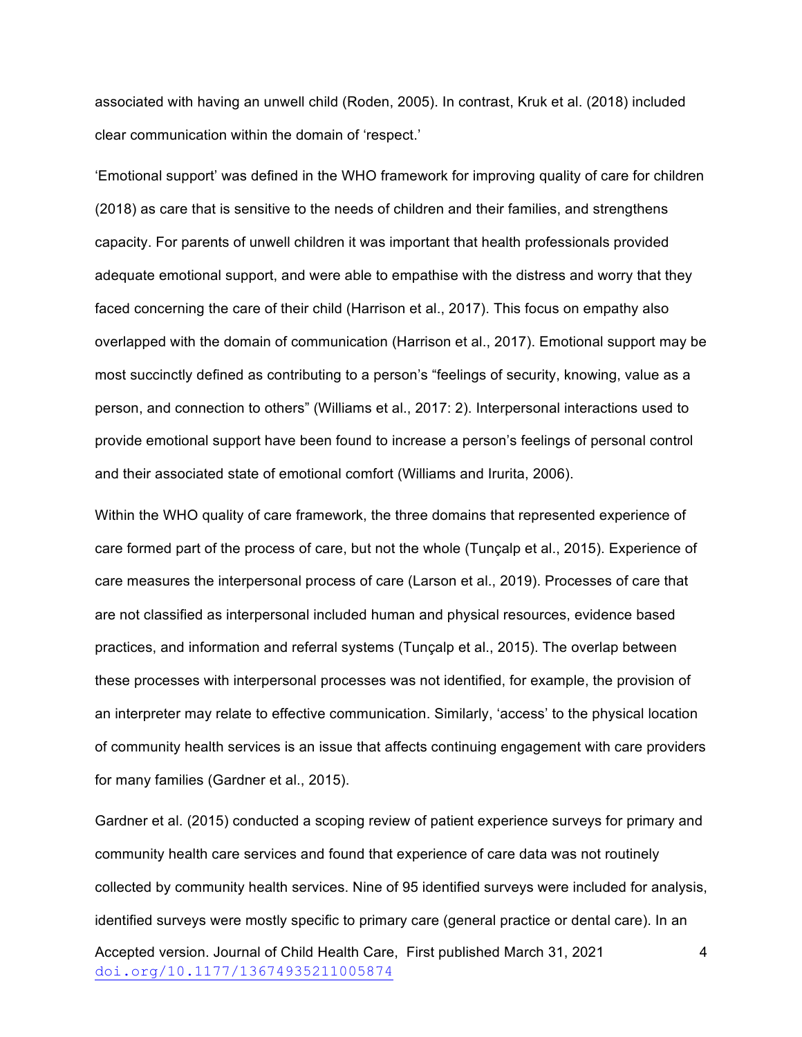associated with having an unwell child (Roden, 2005). In contrast, Kruk et al. (2018) included clear communication within the domain of 'respect.'

'Emotional support' was defined in the WHO framework for improving quality of care for children (2018) as care that is sensitive to the needs of children and their families, and strengthens capacity. For parents of unwell children it was important that health professionals provided adequate emotional support, and were able to empathise with the distress and worry that they faced concerning the care of their child (Harrison et al., 2017). This focus on empathy also overlapped with the domain of communication (Harrison et al., 2017). Emotional support may be most succinctly defined as contributing to a person's "feelings of security, knowing, value as a person, and connection to others" (Williams et al., 2017: 2). Interpersonal interactions used to provide emotional support have been found to increase a person's feelings of personal control and their associated state of emotional comfort (Williams and Irurita, 2006).

Within the WHO quality of care framework, the three domains that represented experience of care formed part of the process of care, but not the whole (Tunçalp et al., 2015). Experience of care measures the interpersonal process of care (Larson et al., 2019). Processes of care that are not classified as interpersonal included human and physical resources, evidence based practices, and information and referral systems (Tunçalp et al., 2015). The overlap between these processes with interpersonal processes was not identified, for example, the provision of an interpreter may relate to effective communication. Similarly, 'access' to the physical location of community health services is an issue that affects continuing engagement with care providers for many families (Gardner et al., 2015).

Gardner et al. (2015) conducted a scoping review of patient experience surveys for primary and community health care services and found that experience of care data was not routinely collected by community health services. Nine of 95 identified surveys were included for analysis, identified surveys were mostly specific to primary care (general practice or dental care). In an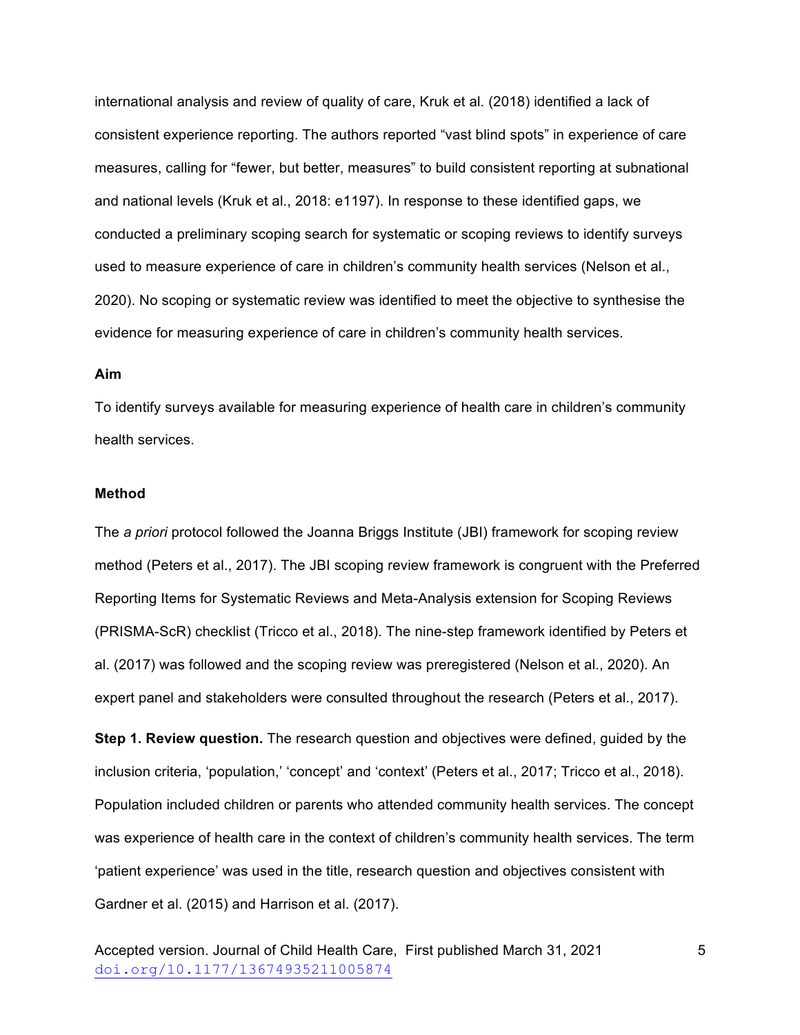international analysis and review of quality of care, Kruk et al. (2018) identified a lack of consistent experience reporting. The authors reported "vast blind spots" in experience of care measures, calling for "fewer, but better, measures" to build consistent reporting at subnational and national levels (Kruk et al., 2018: e1197). In response to these identified gaps, we conducted a preliminary scoping search for systematic or scoping reviews to identify surveys used to measure experience of care in children's community health services (Nelson et al., 2020). No scoping or systematic review was identified to meet the objective to synthesise the evidence for measuring experience of care in children's community health services.

**Aim**

To identify surveys available for measuring experience of health care in children's community health services.

**Method**

The *a priori* protocol followed the Joanna Briggs Institute (JBI) framework for scoping review method (Peters et al., 2017). The JBI scoping review framework is congruent with the Preferred Reporting Items for Systematic Reviews and Meta-Analysis extension for Scoping Reviews (PRISMA-ScR) checklist (Tricco et al., 2018). The nine-step framework identified by Peters et al. (2017) was followed and the scoping review was preregistered (Nelson et al., 2020). An expert panel and stakeholders were consulted throughout the research (Peters et al., 2017).

**Step 1. Review question.** The research question and objectives were defined, guided by the inclusion criteria, 'population,' 'concept' and 'context' (Peters et al., 2017; Tricco et al., 2018). Population included children or parents who attended community health services. The concept was experience of health care in the context of children's community health services. The term 'patient experience' was used in the title, research question and objectives consistent with Gardner et al. (2015) and Harrison et al. (2017).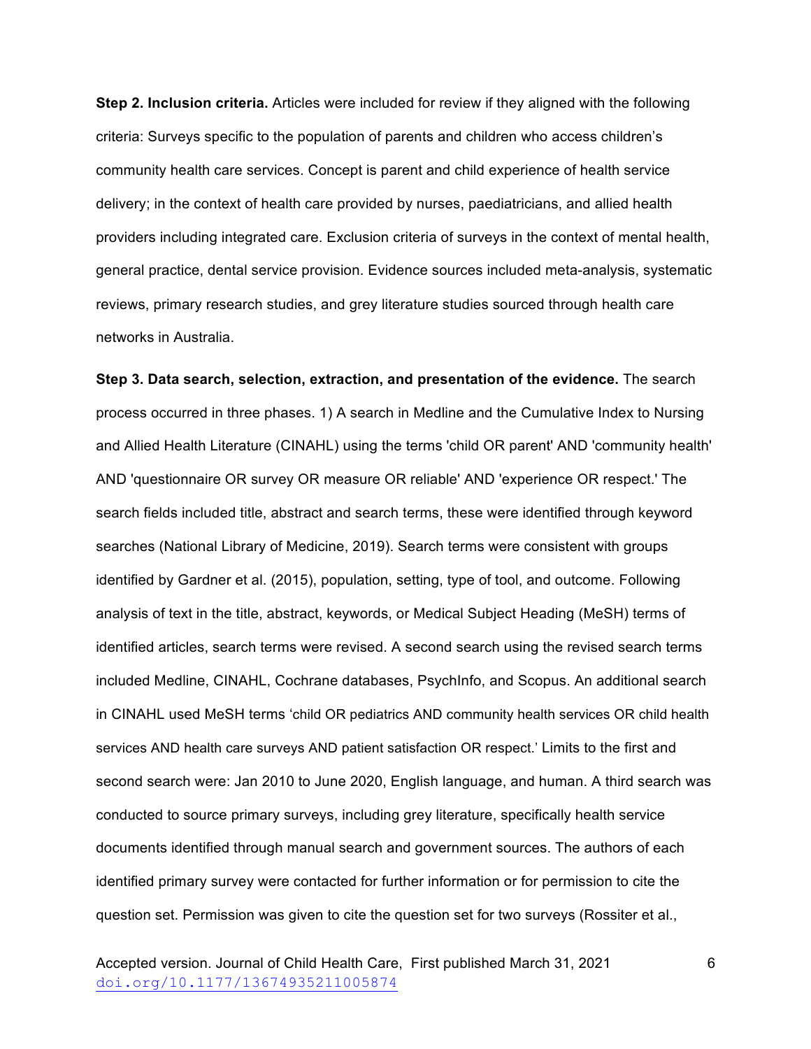**Step 2. Inclusion criteria.** Articles were included for review if they aligned with the following criteria: Surveys specific to the population of parents and children who access children's community health care services. Concept is parent and child experience of health service delivery; in the context of health care provided by nurses, paediatricians, and allied health providers including integrated care. Exclusion criteria of surveys in the context of mental health, general practice, dental service provision. Evidence sources included meta-analysis, systematic reviews, primary research studies, and grey literature studies sourced through health care networks in Australia.

**Step 3. Data search, selection, extraction, and presentation of the evidence.** The search process occurred in three phases. 1) A search in Medline and the Cumulative Index to Nursing and Allied Health Literature (CINAHL) using the terms 'child OR parent' AND 'community health' AND 'questionnaire OR survey OR measure OR reliable' AND 'experience OR respect.' The search fields included title, abstract and search terms, these were identified through keyword searches (National Library of Medicine, 2019). Search terms were consistent with groups identified by Gardner et al. (2015), population, setting, type of tool, and outcome. Following analysis of text in the title, abstract, keywords, or Medical Subject Heading (MeSH) terms of identified articles, search terms were revised. A second search using the revised search terms included Medline, CINAHL, Cochrane databases, PsychInfo, and Scopus. An additional search in CINAHL used MeSH terms 'child OR pediatrics AND community health services OR child health services AND health care surveys AND patient satisfaction OR respect.' Limits to the first and second search were: Jan 2010 to June 2020, English language, and human. A third search was conducted to source primary surveys, including grey literature, specifically health service documents identified through manual search and government sources. The authors of each identified primary survey were contacted for further information or for permission to cite the question set. Permission was given to cite the question set for two surveys (Rossiter et al.,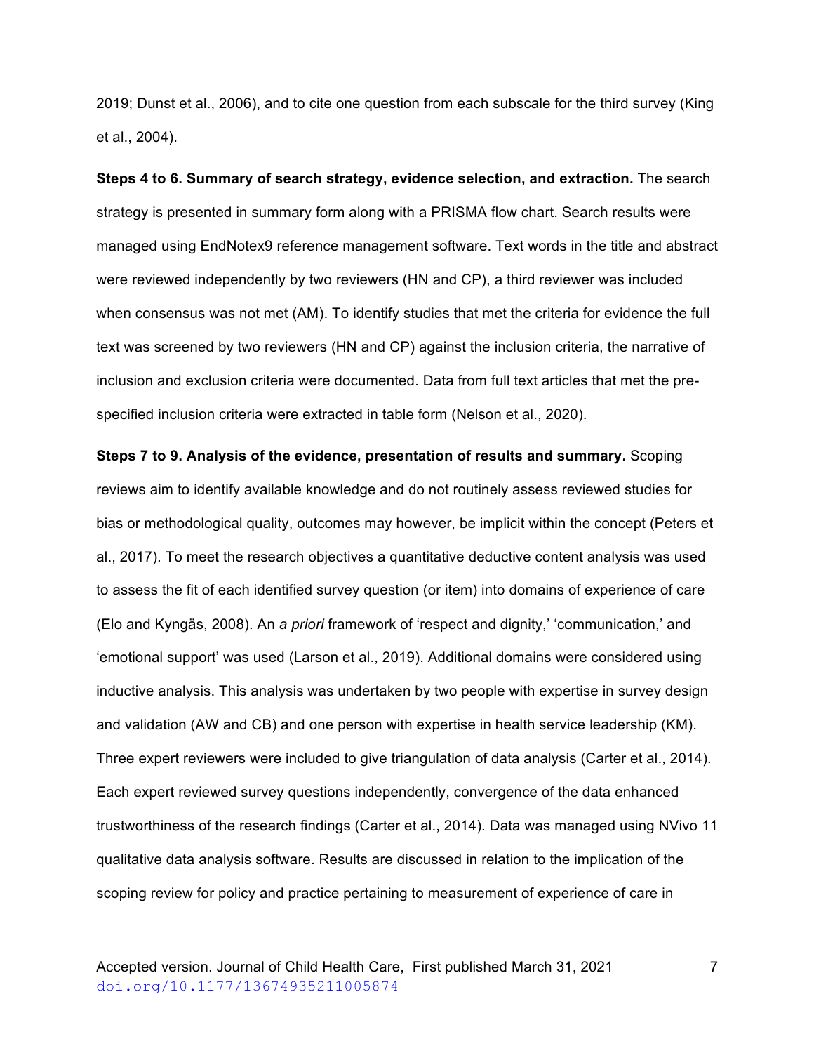2019; Dunst et al., 2006), and to cite one question from each subscale for the third survey (King et al., 2004).

**Steps 4 to 6. Summary of search strategy, evidence selection, and extraction.** The search strategy is presented in summary form along with a PRISMA flow chart. Search results were managed using EndNotex9 reference management software. Text words in the title and abstract were reviewed independently by two reviewers (HN and CP), a third reviewer was included when consensus was not met (AM). To identify studies that met the criteria for evidence the full text was screened by two reviewers (HN and CP) against the inclusion criteria, the narrative of inclusion and exclusion criteria were documented. Data from full text articles that met the pre-specified inclusion criteria were extracted in table form (Nelson et al., 2020).

**Steps 7 to 9. Analysis of the evidence, presentation of results and summary.** Scoping reviews aim to identify available knowledge and do not routinely assess reviewed studies for bias or methodological quality, outcomes may however, be implicit within the concept (Peters et al., 2017). To meet the research objectives a quantitative deductive content analysis was used to assess the fit of each identified survey question (or item) into domains of experience of care (Elo and Kyngäs, 2008). An *a priori* framework of 'respect and dignity,' 'communication,' and 'emotional support' was used (Larson et al., 2019). Additional domains were considered using inductive analysis. This analysis was undertaken by two people with expertise in survey design and validation (AW and CB) and one person with expertise in health service leadership (KM). Three expert reviewers were included to give triangulation of data analysis (Carter et al., 2014). Each expert reviewed survey questions independently, convergence of the data enhanced trustworthiness of the research findings (Carter et al., 2014). Data was managed using NVivo 11 qualitative data analysis software. Results are discussed in relation to the implication of the scoping review for policy and practice pertaining to measurement of experience of care in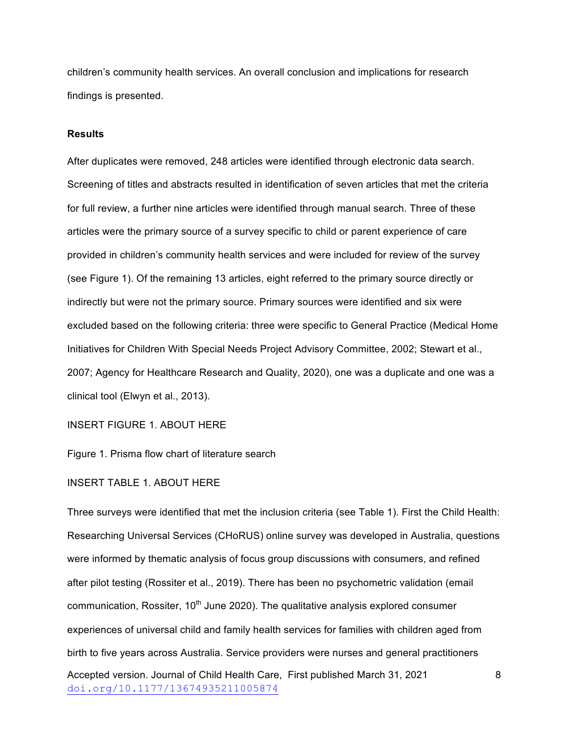children's community health services. An overall conclusion and implications for research findings is presented.

**Results**

After duplicates were removed, 248 articles were identified through electronic data search. Screening of titles and abstracts resulted in identification of seven articles that met the criteria for full review, a further nine articles were identified through manual search. Three of these articles were the primary source of a survey specific to child or parent experience of care provided in children's community health services and were included for review of the survey (see Figure 1). Of the remaining 13 articles, eight referred to the primary source directly or indirectly but were not the primary source. Primary sources were identified and six were excluded based on the following criteria: three were specific to General Practice (Medical Home Initiatives for Children With Special Needs Project Advisory Committee, 2002; Stewart et al., 2007; Agency for Healthcare Research and Quality, 2020), one was a duplicate and one was a clinical tool (Elwyn et al., 2013).

INSERT FIGURE 1. ABOUT HERE

Figure 1. Prisma flow chart of literature search

INSERT TABLE 1. ABOUT HERE

Three surveys were identified that met the inclusion criteria (see Table 1). First the Child Health: Researching Universal Services (CHoRUS) online survey was developed in Australia, questions were informed by thematic analysis of focus group discussions with consumers, and refined after pilot testing (Rossiter et al., 2019). There has been no psychometric validation (email communication, Rossiter, 10th June 2020). The qualitative analysis explored consumer experiences of universal child and family health services for families with children aged from birth to five years across Australia. Service providers were nurses and general practitioners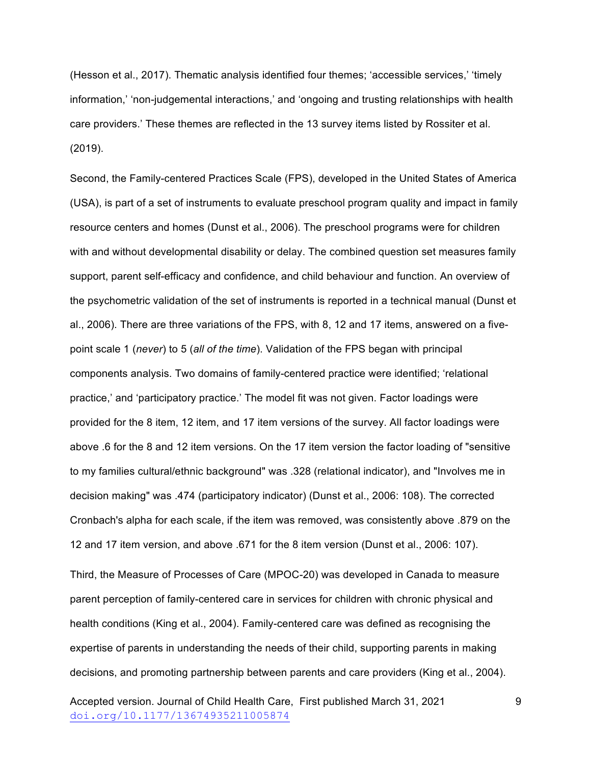(Hesson et al., 2017). Thematic analysis identified four themes; 'accessible services,' 'timely information,' 'non-judgemental interactions,' and 'ongoing and trusting relationships with health care providers.' These themes are reflected in the 13 survey items listed by Rossiter et al. (2019).

Second, the Family-centered Practices Scale (FPS), developed in the United States of America (USA), is part of a set of instruments to evaluate preschool program quality and impact in family resource centers and homes (Dunst et al., 2006). The preschool programs were for children with and without developmental disability or delay. The combined question set measures family support, parent self-efficacy and confidence, and child behaviour and function. An overview of the psychometric validation of the set of instruments is reported in a technical manual (Dunst et al., 2006). There are three variations of the FPS, with 8, 12 and 17 items, answered on a five-point scale 1 (*never*) to 5 (*all of the time*). Validation of the FPS began with principal components analysis. Two domains of family-centered practice were identified; 'relational practice,' and 'participatory practice.' The model fit was not given. Factor loadings were provided for the 8 item, 12 item, and 17 item versions of the survey. All factor loadings were above .6 for the 8 and 12 item versions. On the 17 item version the factor loading of "sensitive to my families cultural/ethnic background" was .328 (relational indicator), and "Involves me in decision making" was .474 (participatory indicator) (Dunst et al., 2006: 108). The corrected Cronbach's alpha for each scale, if the item was removed, was consistently above .879 on the 12 and 17 item version, and above .671 for the 8 item version (Dunst et al., 2006: 107).

Third, the Measure of Processes of Care (MPOC-20) was developed in Canada to measure parent perception of family-centered care in services for children with chronic physical and health conditions (King et al., 2004). Family-centered care was defined as recognising the expertise of parents in understanding the needs of their child, supporting parents in making decisions, and promoting partnership between parents and care providers (King et al., 2004).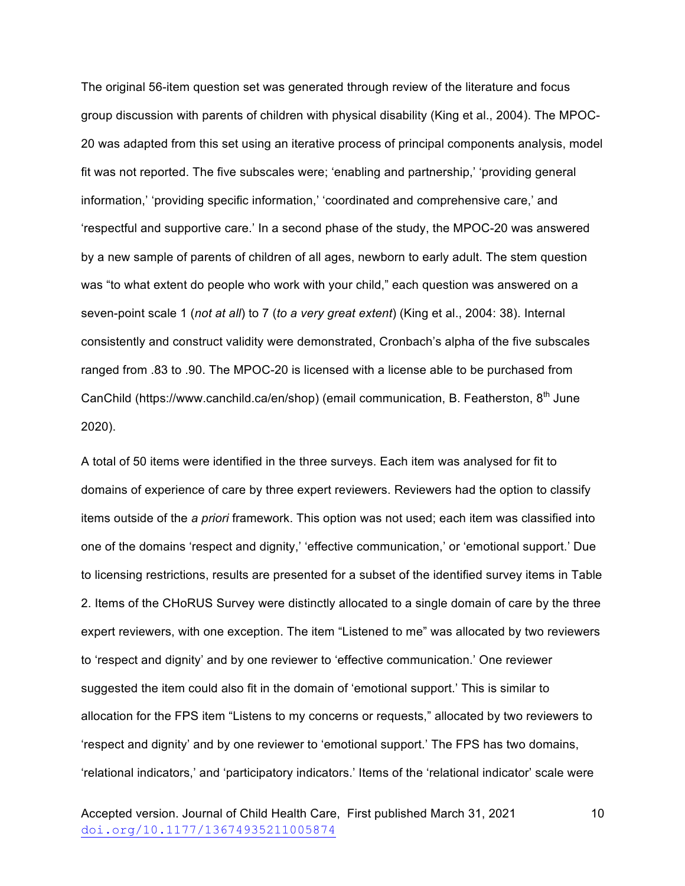The original 56-item question set was generated through review of the literature and focus group discussion with parents of children with physical disability (King et al., 2004). The MPOC-20 was adapted from this set using an iterative process of principal components analysis, model fit was not reported. The five subscales were; 'enabling and partnership,' 'providing general information,' 'providing specific information,' 'coordinated and comprehensive care,' and 'respectful and supportive care.' In a second phase of the study, the MPOC-20 was answered by a new sample of parents of children of all ages, newborn to early adult. The stem question was "to what extent do people who work with your child," each question was answered on a seven-point scale 1 (*not at all*) to 7 (*to a very great extent*) (King et al., 2004: 38). Internal consistently and construct validity were demonstrated, Cronbach's alpha of the five subscales ranged from .83 to .90. The MPOC-20 is licensed with a license able to be purchased from CanChild (https://www.canchild.ca/en/shop) (email communication, B. Featherston, 8th June 2020).

A total of 50 items were identified in the three surveys. Each item was analysed for fit to domains of experience of care by three expert reviewers. Reviewers had the option to classify items outside of the *a priori* framework. This option was not used; each item was classified into one of the domains 'respect and dignity,' 'effective communication,' or 'emotional support.' Due to licensing restrictions, results are presented for a subset of the identified survey items in Table 2. Items of the CHoRUS Survey were distinctly allocated to a single domain of care by the three expert reviewers, with one exception. The item "Listened to me" was allocated by two reviewers to 'respect and dignity' and by one reviewer to 'effective communication.' One reviewer suggested the item could also fit in the domain of 'emotional support.' This is similar to allocation for the FPS item "Listens to my concerns or requests," allocated by two reviewers to 'respect and dignity' and by one reviewer to 'emotional support.' The FPS has two domains, 'relational indicators,' and 'participatory indicators.' Items of the 'relational indicator' scale were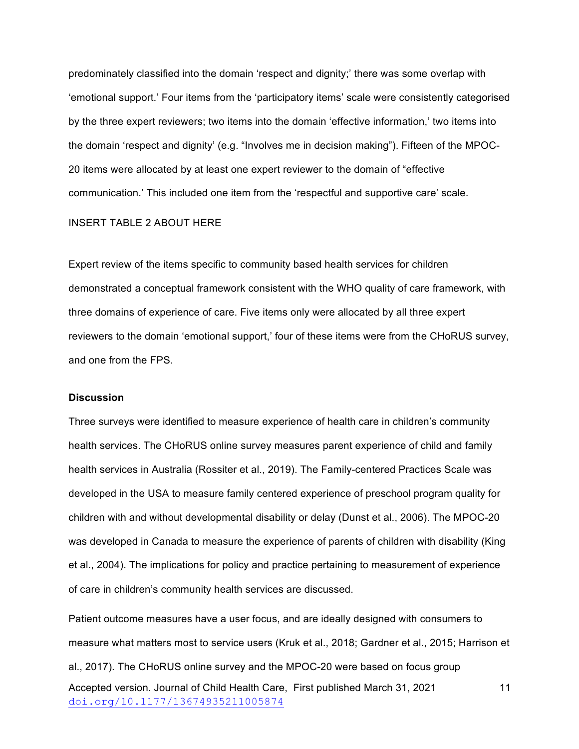predominately classified into the domain 'respect and dignity;' there was some overlap with 'emotional support.' Four items from the 'participatory items' scale were consistently categorised by the three expert reviewers; two items into the domain 'effective information,' two items into the domain 'respect and dignity' (e.g. "Involves me in decision making"). Fifteen of the MPOC-20 items were allocated by at least one expert reviewer to the domain of "effective communication.' This included one item from the 'respectful and supportive care' scale.

INSERT TABLE 2 ABOUT HERE

Expert review of the items specific to community based health services for children demonstrated a conceptual framework consistent with the WHO quality of care framework, with three domains of experience of care. Five items only were allocated by all three expert reviewers to the domain 'emotional support,' four of these items were from the CHoRUS survey, and one from the FPS.

**Discussion**

Three surveys were identified to measure experience of health care in children's community health services. The CHoRUS online survey measures parent experience of child and family health services in Australia (Rossiter et al., 2019). The Family-centered Practices Scale was developed in the USA to measure family centered experience of preschool program quality for children with and without developmental disability or delay (Dunst et al., 2006). The MPOC-20 was developed in Canada to measure the experience of parents of children with disability (King et al., 2004). The implications for policy and practice pertaining to measurement of experience of care in children's community health services are discussed.

Patient outcome measures have a user focus, and are ideally designed with consumers to measure what matters most to service users (Kruk et al., 2018; Gardner et al., 2015; Harrison et al., 2017). The CHoRUS online survey and the MPOC-20 were based on focus group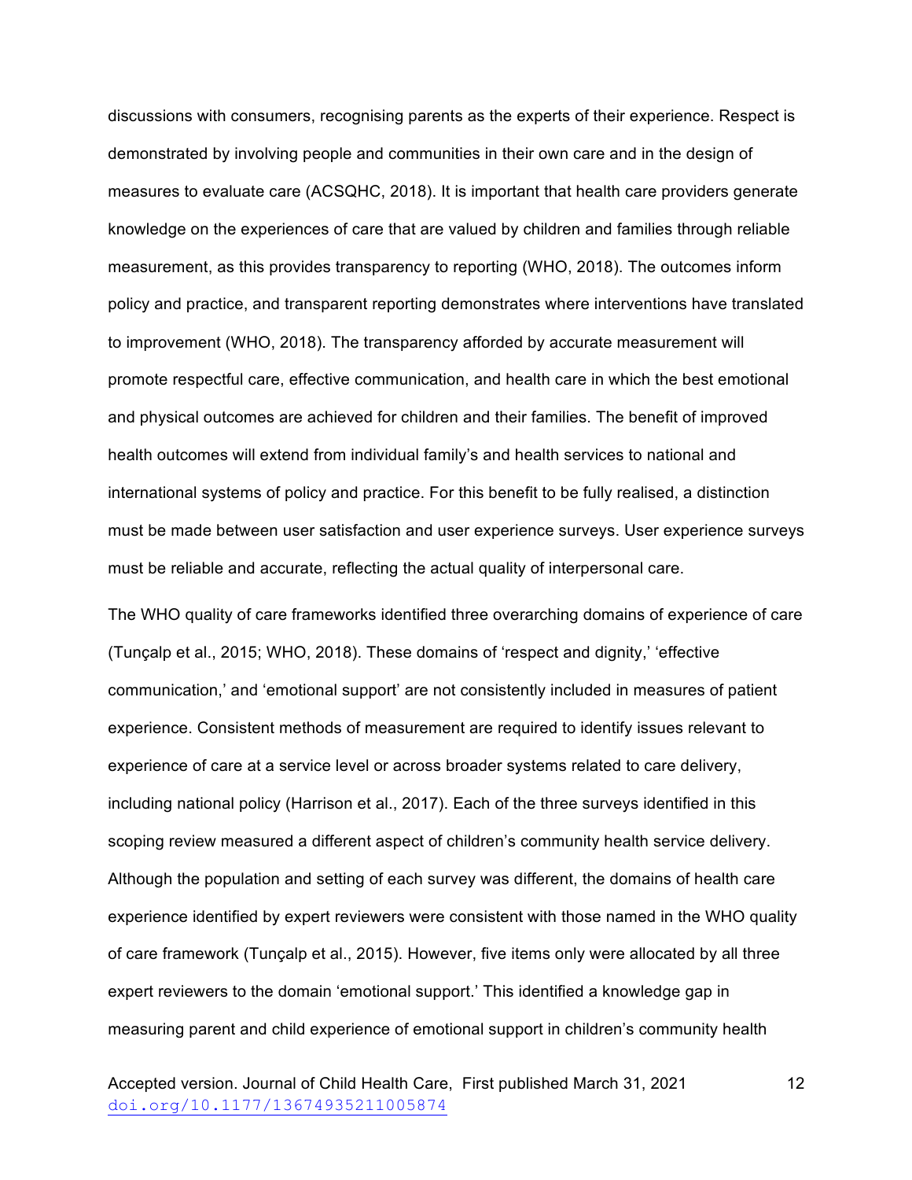discussions with consumers, recognising parents as the experts of their experience. Respect is demonstrated by involving people and communities in their own care and in the design of measures to evaluate care (ACSQHC, 2018). It is important that health care providers generate knowledge on the experiences of care that are valued by children and families through reliable measurement, as this provides transparency to reporting (WHO, 2018). The outcomes inform policy and practice, and transparent reporting demonstrates where interventions have translated to improvement (WHO, 2018). The transparency afforded by accurate measurement will promote respectful care, effective communication, and health care in which the best emotional and physical outcomes are achieved for children and their families. The benefit of improved health outcomes will extend from individual family's and health services to national and international systems of policy and practice. For this benefit to be fully realised, a distinction must be made between user satisfaction and user experience surveys. User experience surveys must be reliable and accurate, reflecting the actual quality of interpersonal care.

The WHO quality of care frameworks identified three overarching domains of experience of care (Tunçalp et al., 2015; WHO, 2018). These domains of 'respect and dignity,' 'effective communication,' and 'emotional support' are not consistently included in measures of patient experience. Consistent methods of measurement are required to identify issues relevant to experience of care at a service level or across broader systems related to care delivery, including national policy (Harrison et al., 2017). Each of the three surveys identified in this scoping review measured a different aspect of children's community health service delivery. Although the population and setting of each survey was different, the domains of health care experience identified by expert reviewers were consistent with those named in the WHO quality of care framework (Tunçalp et al., 2015). However, five items only were allocated by all three expert reviewers to the domain 'emotional support.' This identified a knowledge gap in measuring parent and child experience of emotional support in children's community health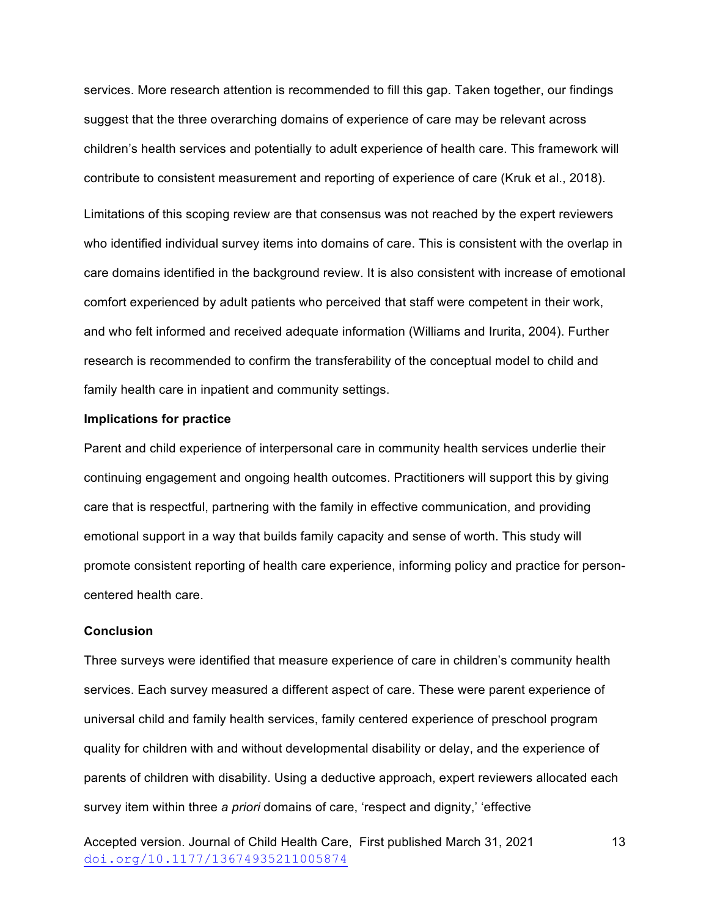services. More research attention is recommended to fill this gap. Taken together, our findings suggest that the three overarching domains of experience of care may be relevant across children's health services and potentially to adult experience of health care. This framework will contribute to consistent measurement and reporting of experience of care (Kruk et al., 2018).

Limitations of this scoping review are that consensus was not reached by the expert reviewers who identified individual survey items into domains of care. This is consistent with the overlap in care domains identified in the background review. It is also consistent with increase of emotional comfort experienced by adult patients who perceived that staff were competent in their work, and who felt informed and received adequate information (Williams and Irurita, 2004). Further research is recommended to confirm the transferability of the conceptual model to child and family health care in inpatient and community settings.

**Implications for practice**

Parent and child experience of interpersonal care in community health services underlie their continuing engagement and ongoing health outcomes. Practitioners will support this by giving care that is respectful, partnering with the family in effective communication, and providing emotional support in a way that builds family capacity and sense of worth. This study will promote consistent reporting of health care experience, informing policy and practice for person-centered health care.

**Conclusion**

Three surveys were identified that measure experience of care in children's community health services. Each survey measured a different aspect of care. These were parent experience of universal child and family health services, family centered experience of preschool program quality for children with and without developmental disability or delay, and the experience of parents of children with disability. Using a deductive approach, expert reviewers allocated each survey item within three *a priori* domains of care, 'respect and dignity,' 'effective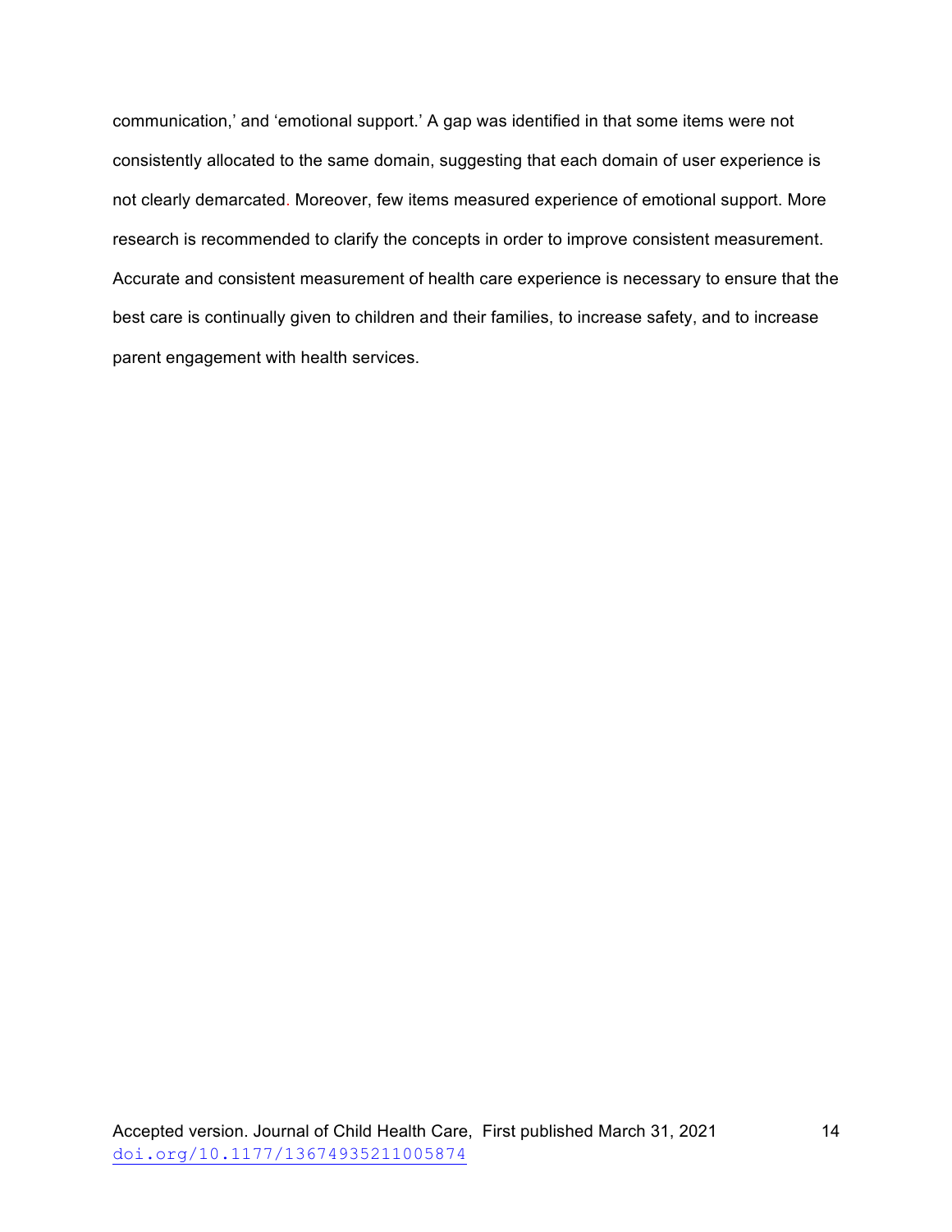communication,' and 'emotional support.' A gap was identified in that some items were not consistently allocated to the same domain, suggesting that each domain of user experience is not clearly demarcated. Moreover, few items measured experience of emotional support. More research is recommended to clarify the concepts in order to improve consistent measurement. Accurate and consistent measurement of health care experience is necessary to ensure that the best care is continually given to children and their families, to increase safety, and to increase parent engagement with health services.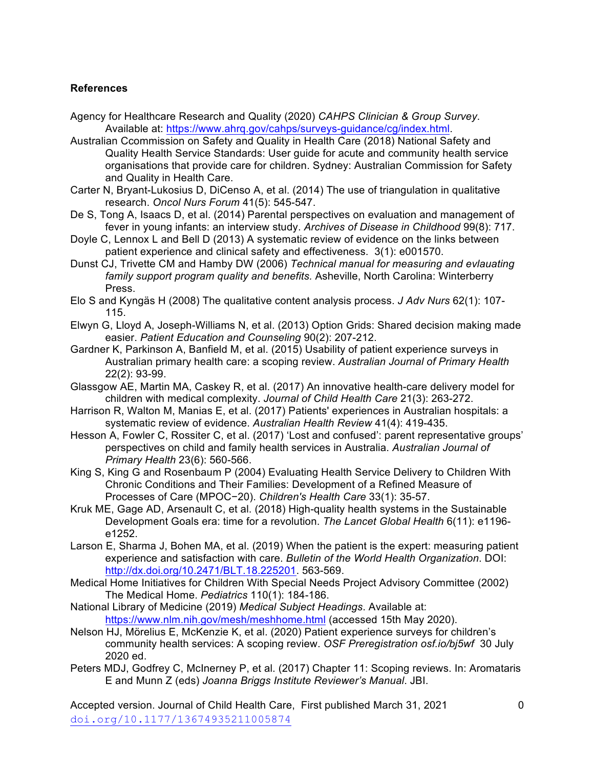**References**

Agency for Healthcare Research and Quality (2020) *CAHPS Clinician & Group Survey*. Available at: https://www.ahrq.gov/cahps/surveys-guidance/cg/index.html.

Australian Ccommission on Safety and Quality in Health Care (2018) National Safety and Quality Health Service Standards: User guide for acute and community health service organisations that provide care for children. Sydney: Australian Commission for Safety and Quality in Health Care.

Carter N, Bryant-Lukosius D, DiCenso A, et al. (2014) The use of triangulation in qualitative research. *Oncol Nurs Forum* 41(5): 545-547.

De S, Tong A, Isaacs D, et al. (2014) Parental perspectives on evaluation and management of fever in young infants: an interview study. *Archives of Disease in Childhood* 99(8): 717.

Doyle C, Lennox L and Bell D (2013) A systematic review of evidence on the links between patient experience and clinical safety and effectiveness. 3(1): e001570.

Dunst CJ, Trivette CM and Hamby DW (2006) *Technical manual for measuring and evlauating family support program quality and benefits.* Asheville, North Carolina: Winterberry Press.

Elo S and Kyngäs H (2008) The qualitative content analysis process. *J Adv Nurs* 62(1): 107-115.

Elwyn G, Lloyd A, Joseph-Williams N, et al. (2013) Option Grids: Shared decision making made easier. *Patient Education and Counseling* 90(2): 207-212.

Gardner K, Parkinson A, Banfield M, et al. (2015) Usability of patient experience surveys in Australian primary health care: a scoping review. *Australian Journal of Primary Health* 22(2): 93-99.

Glassgow AE, Martin MA, Caskey R, et al. (2017) An innovative health-care delivery model for children with medical complexity. *Journal of Child Health Care* 21(3): 263-272.

Harrison R, Walton M, Manias E, et al. (2017) Patients' experiences in Australian hospitals: a systematic review of evidence. *Australian Health Review* 41(4): 419-435.

Hesson A, Fowler C, Rossiter C, et al. (2017) 'Lost and confused': parent representative groups' perspectives on child and family health services in Australia. *Australian Journal of Primary Health* 23(6): 560-566.

King S, King G and Rosenbaum P (2004) Evaluating Health Service Delivery to Children With Chronic Conditions and Their Families: Development of a Refined Measure of Processes of Care (MPOC−20). *Children's Health Care* 33(1): 35-57.

Kruk ME, Gage AD, Arsenault C, et al. (2018) High-quality health systems in the Sustainable Development Goals era: time for a revolution. *The Lancet Global Health* 6(11): e1196-e1252.

Larson E, Sharma J, Bohen MA, et al. (2019) When the patient is the expert: measuring patient experience and satisfaction with care. *Bulletin of the World Health Organization*. DOI: http://dx.doi.org/10.2471/BLT.18.225201. 563-569.

Medical Home Initiatives for Children With Special Needs Project Advisory Committee (2002) The Medical Home. *Pediatrics* 110(1): 184-186.

National Library of Medicine (2019) *Medical Subject Headings*. Available at: https://www.nlm.nih.gov/mesh/meshhome.html (accessed 15th May 2020).

Nelson HJ, Mörelius E, McKenzie K, et al. (2020) Patient experience surveys for children's community health services: A scoping review. *OSF Preregistration osf.io/bj5wf* 30 July 2020 ed.

Peters MDJ, Godfrey C, McInerney P, et al. (2017) Chapter 11: Scoping reviews. In: Aromataris E and Munn Z (eds) *Joanna Briggs Institute Reviewer's Manual*. JBI.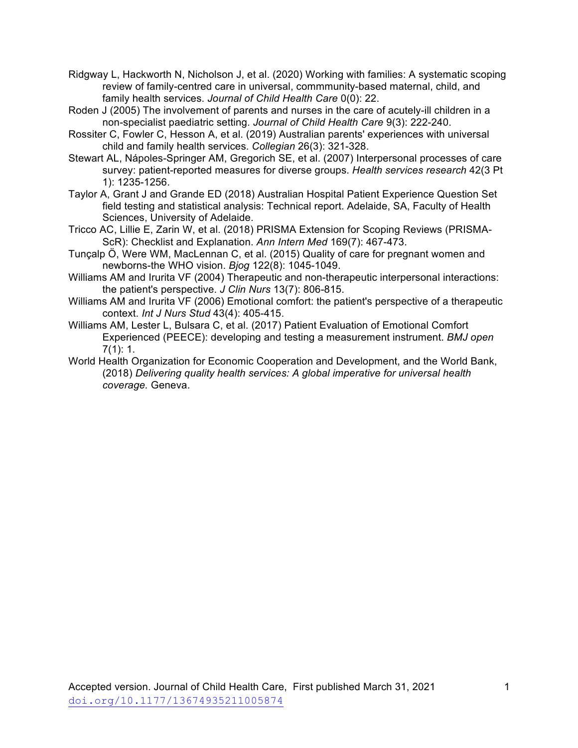Ridgway L, Hackworth N, Nicholson J, et al. (2020) Working with families: A systematic scoping review of family-centred care in universal, commmunity-based maternal, child, and family health services. *Journal of Child Health Care* 0(0): 22.

Roden J (2005) The involvement of parents and nurses in the care of acutely-ill children in a non-specialist paediatric setting. *Journal of Child Health Care* 9(3): 222-240.

Rossiter C, Fowler C, Hesson A, et al. (2019) Australian parents' experiences with universal child and family health services. *Collegian* 26(3): 321-328.

Stewart AL, Nápoles-Springer AM, Gregorich SE, et al. (2007) Interpersonal processes of care survey: patient-reported measures for diverse groups. *Health services research* 42(3 Pt 1): 1235-1256.

Taylor A, Grant J and Grande ED (2018) Australian Hospital Patient Experience Question Set field testing and statistical analysis: Technical report. Adelaide, SA, Faculty of Health Sciences, University of Adelaide.

Tricco AC, Lillie E, Zarin W, et al. (2018) PRISMA Extension for Scoping Reviews (PRISMA-ScR): Checklist and Explanation. *Ann Intern Med* 169(7): 467-473.

Tunçalp Ö, Were WM, MacLennan C, et al. (2015) Quality of care for pregnant women and newborns-the WHO vision. *Bjog* 122(8): 1045-1049.

Williams AM and Irurita VF (2004) Therapeutic and non-therapeutic interpersonal interactions: the patient's perspective. *J Clin Nurs* 13(7): 806-815.

Williams AM and Irurita VF (2006) Emotional comfort: the patient's perspective of a therapeutic context. *Int J Nurs Stud* 43(4): 405-415.

Williams AM, Lester L, Bulsara C, et al. (2017) Patient Evaluation of Emotional Comfort Experienced (PEECE): developing and testing a measurement instrument. *BMJ open* 7(1): 1.

World Health Organization for Economic Cooperation and Development, and the World Bank, (2018) *Delivering quality health services: A global imperative for universal health coverage.* Geneva.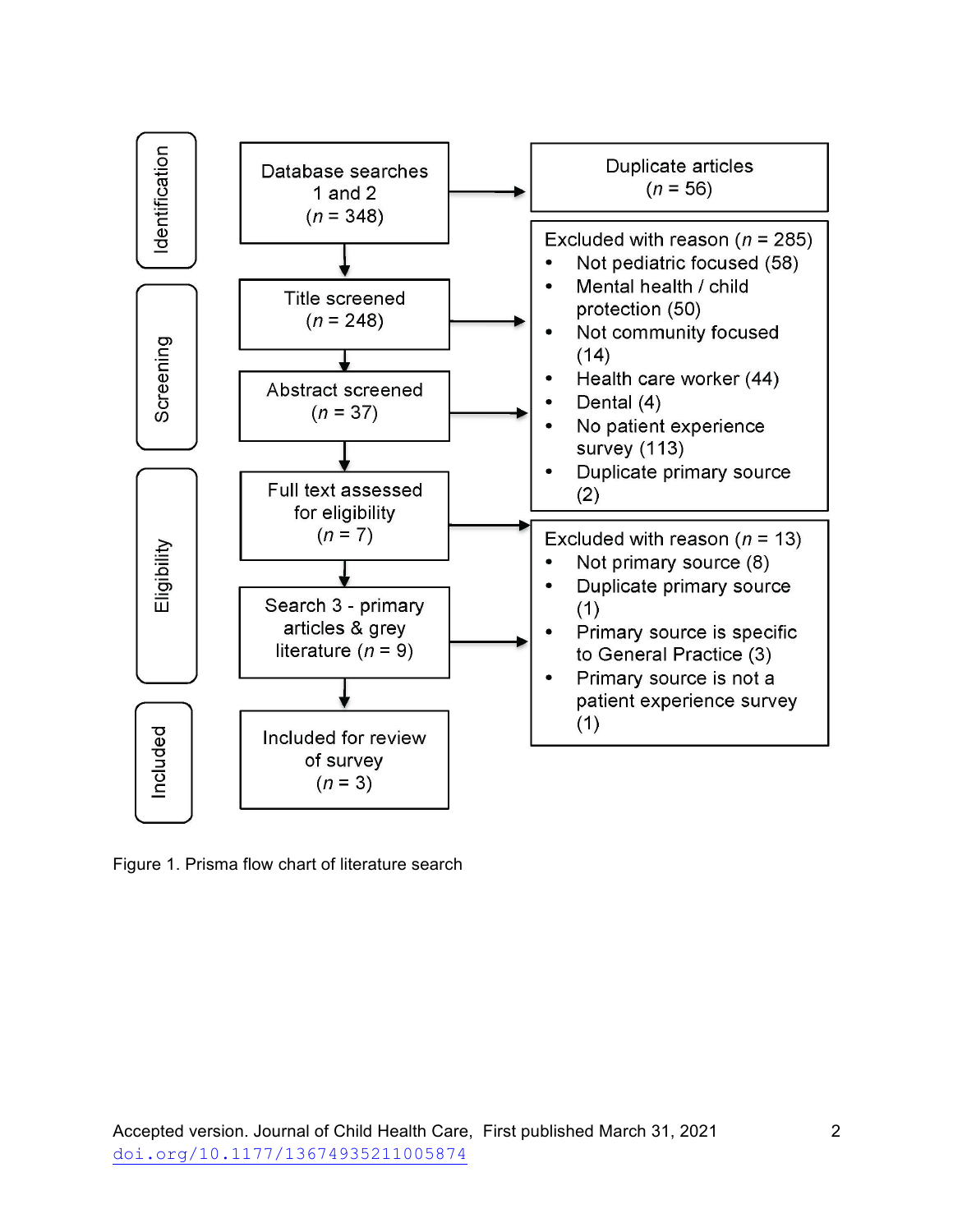**Identification**

Database searches 1 and 2 ($n$ = 348) → Duplicate articles ($n$ = 56)

**Screening**

Title screened ($n$ = 248)

Abstract screened ($n$ = 37)

Excluded with reason ($n$ = 285)

- Not pediatric focused (58)
- Mental health / child protection (50)
- Not community focused (14)
- Health care worker (44)
- Dental (4)
- No patient experience survey (113)
- Duplicate primary source (2)

**Eligibility**

Full text assessed for eligibility ($n$ = 7)

Search 3 - primary articles & grey literature ($n$ = 9)

Excluded with reason ($n$ = 13)

- Not primary source (8)
- Duplicate primary source (1)
- Primary source is specific to General Practice (3)
- Primary source is not a patient experience survey (1)

**Included**

Included for review of survey ($n$ = 3)

Figure 1. Prisma flow chart of literature search

Accepted version. Journal of Child Health Care, First published March 31, 2021
doi.org/10.1177/13674935211005874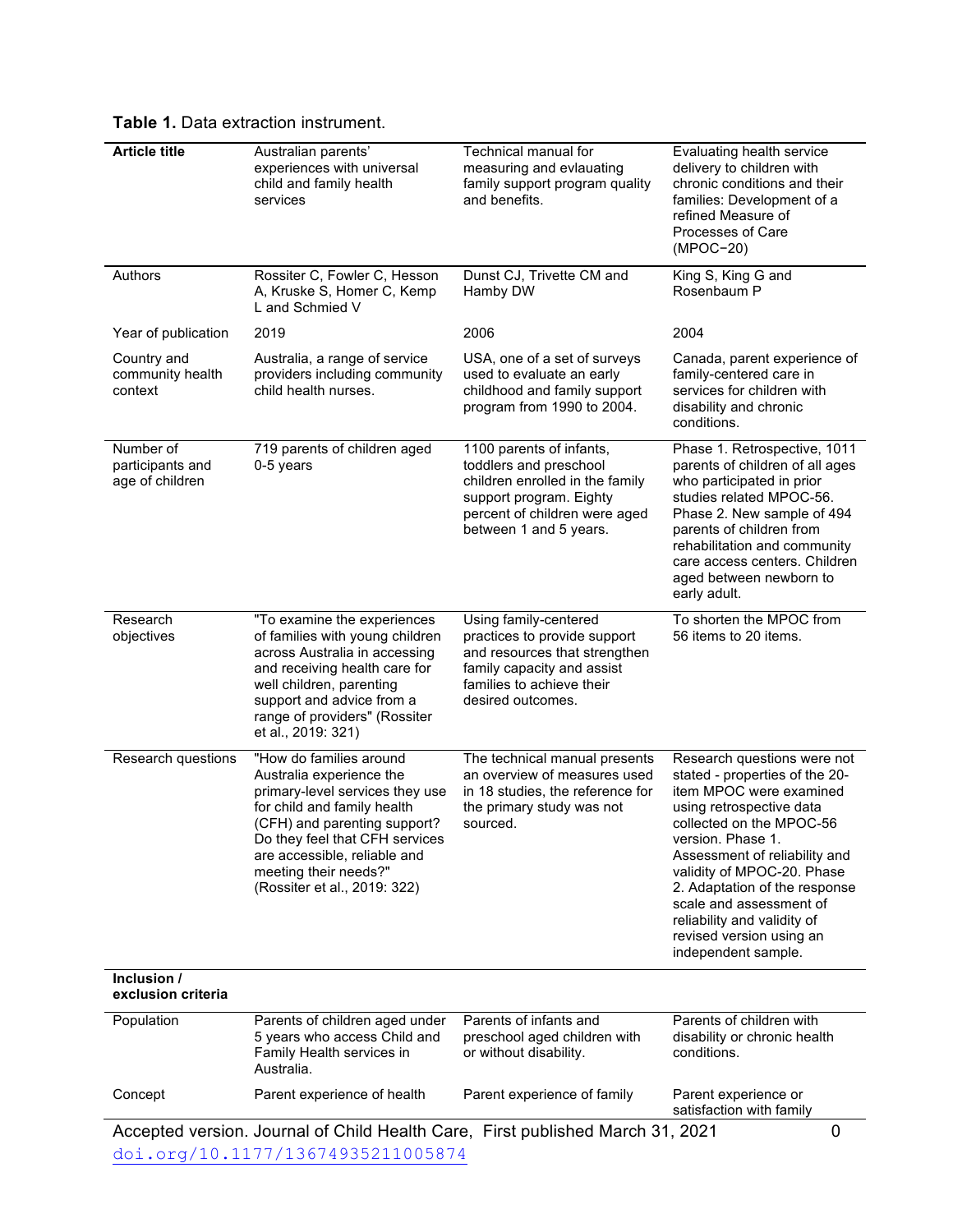**Table 1.** Data extraction instrument.

| **Article title** | Australian parents' experiences with universal child and family health services | Technical manual for measuring and evlauating family support program quality and benefits. | Evaluating health service delivery to children with chronic conditions and their families: Development of a refined Measure of Processes of Care (MPOC−20) |
|---|---|---|---|
| Authors | Rossiter C, Fowler C, Hesson A, Kruske S, Homer C, Kemp L and Schmied V | Dunst CJ, Trivette CM and Hamby DW | King S, King G and Rosenbaum P |
| Year of publication | 2019 | 2006 | 2004 |
| Country and community health context | Australia, a range of service providers including community child health nurses. | USA, one of a set of surveys used to evaluate an early childhood and family support program from 1990 to 2004. | Canada, parent experience of family-centered care in services for children with disability and chronic conditions. |
| Number of participants and age of children | 719 parents of children aged 0-5 years | 1100 parents of infants, toddlers and preschool children enrolled in the family support program. Eighty percent of children were aged between 1 and 5 years. | Phase 1. Retrospective, 1011 parents of children of all ages who participated in prior studies related MPOC-56. Phase 2. New sample of 494 parents of children from rehabilitation and community care access centers. Children aged between newborn to early adult. |
| Research objectives | "To examine the experiences of families with young children across Australia in accessing and receiving health care for well children, parenting support and advice from a range of providers" (Rossiter et al., 2019: 321) | Using family-centered practices to provide support and resources that strengthen family capacity and assist families to achieve their desired outcomes. | To shorten the MPOC from 56 items to 20 items. |
| Research questions | "How do families around Australia experience the primary-level services they use for child and family health (CFH) and parenting support? Do they feel that CFH services are accessible, reliable and meeting their needs?" (Rossiter et al., 2019: 322) | The technical manual presents an overview of measures used in 18 studies, the reference for the primary study was not sourced. | Research questions were not stated - properties of the 20-item MPOC were examined using retrospective data collected on the MPOC-56 version. Phase 1. Assessment of reliability and validity of MPOC-20. Phase 2. Adaptation of the response scale and assessment of reliability and validity of revised version using an independent sample. |
| **Inclusion / exclusion criteria** | | | |
| Population | Parents of children aged under 5 years who access Child and Family Health services in Australia. | Parents of infants and preschool aged children with or without disability. | Parents of children with disability or chronic health conditions. |
| Concept | Parent experience of health | Parent experience of family | Parent experience or satisfaction with family |

Accepted version. Journal of Child Health Care, First published March 31, 2021

doi.org/10.1177/13674935211005874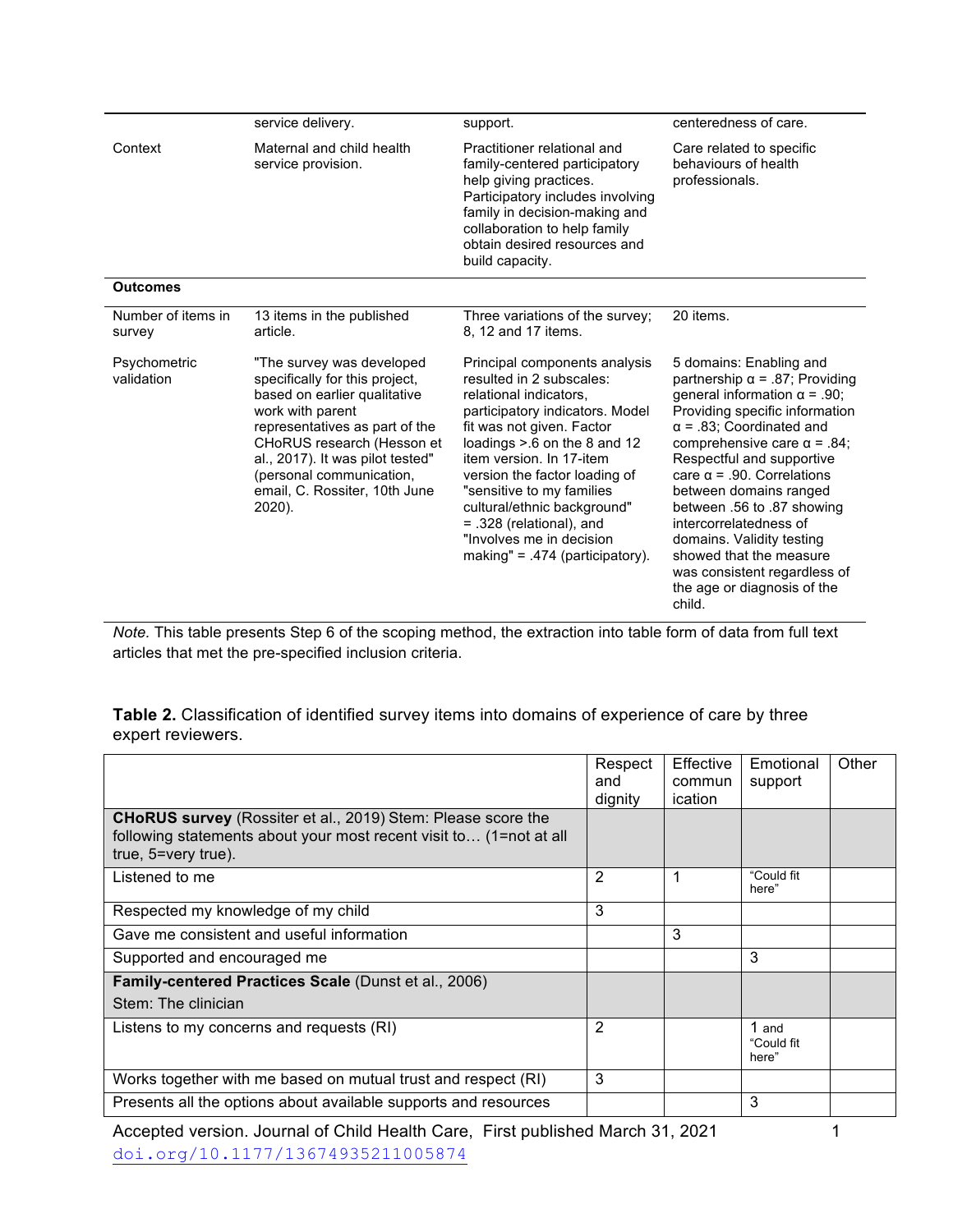| | | | |
|---|---|---|---|
| | service delivery. | support. | centeredness of care. |
| Context | Maternal and child health service provision. | Practitioner relational and family-centered participatory help giving practices. Participatory includes involving family in decision-making and collaboration to help family obtain desired resources and build capacity. | Care related to specific behaviours of health professionals. |
| **Outcomes** | | | |
| Number of items in survey | 13 items in the published article. | Three variations of the survey; 8, 12 and 17 items. | 20 items. |
| Psychometric validation | "The survey was developed specifically for this project, based on earlier qualitative work with parent representatives as part of the CHoRUS research (Hesson et al., 2017). It was pilot tested" (personal communication, email, C. Rossiter, 10th June 2020). | Principal components analysis resulted in 2 subscales: relational indicators, participatory indicators. Model fit was not given. Factor loadings >.6 on the 8 and 12 item version. In 17-item version the factor loading of "sensitive to my families cultural/ethnic background" = .328 (relational), and "Involves me in decision making" = .474 (participatory). | 5 domains: Enabling and partnership α = .87; Providing general information α = .90; Providing specific information α = .83; Coordinated and comprehensive care α = .84; Respectful and supportive care α = .90. Correlations between domains ranged between .56 to .87 showing intercorrelatedness of domains. Validity testing showed that the measure was consistent regardless of the age or diagnosis of the child. |

*Note.* This table presents Step 6 of the scoping method, the extraction into table form of data from full text articles that met the pre-specified inclusion criteria.

**Table 2.** Classification of identified survey items into domains of experience of care by three expert reviewers.

| | Respect and dignity | Effective communication | Emotional support | Other |
|---|---|---|---|---|
| **CHoRUS survey** (Rossiter et al., 2019) Stem: Please score the following statements about your most recent visit to… (1=not at all true, 5=very true). | | | | |
| Listened to me | 2 | 1 | "Could fit here" | |
| Respected my knowledge of my child | 3 | | | |
| Gave me consistent and useful information | | 3 | | |
| Supported and encouraged me | | | 3 | |
| **Family-centered Practices Scale** (Dunst et al., 2006) Stem: The clinician | | | | |
| Listens to my concerns and requests (RI) | 2 | | 1 and "Could fit here" | |
| Works together with me based on mutual trust and respect (RI) | 3 | | | |
| Presents all the options about available supports and resources | | | 3 | |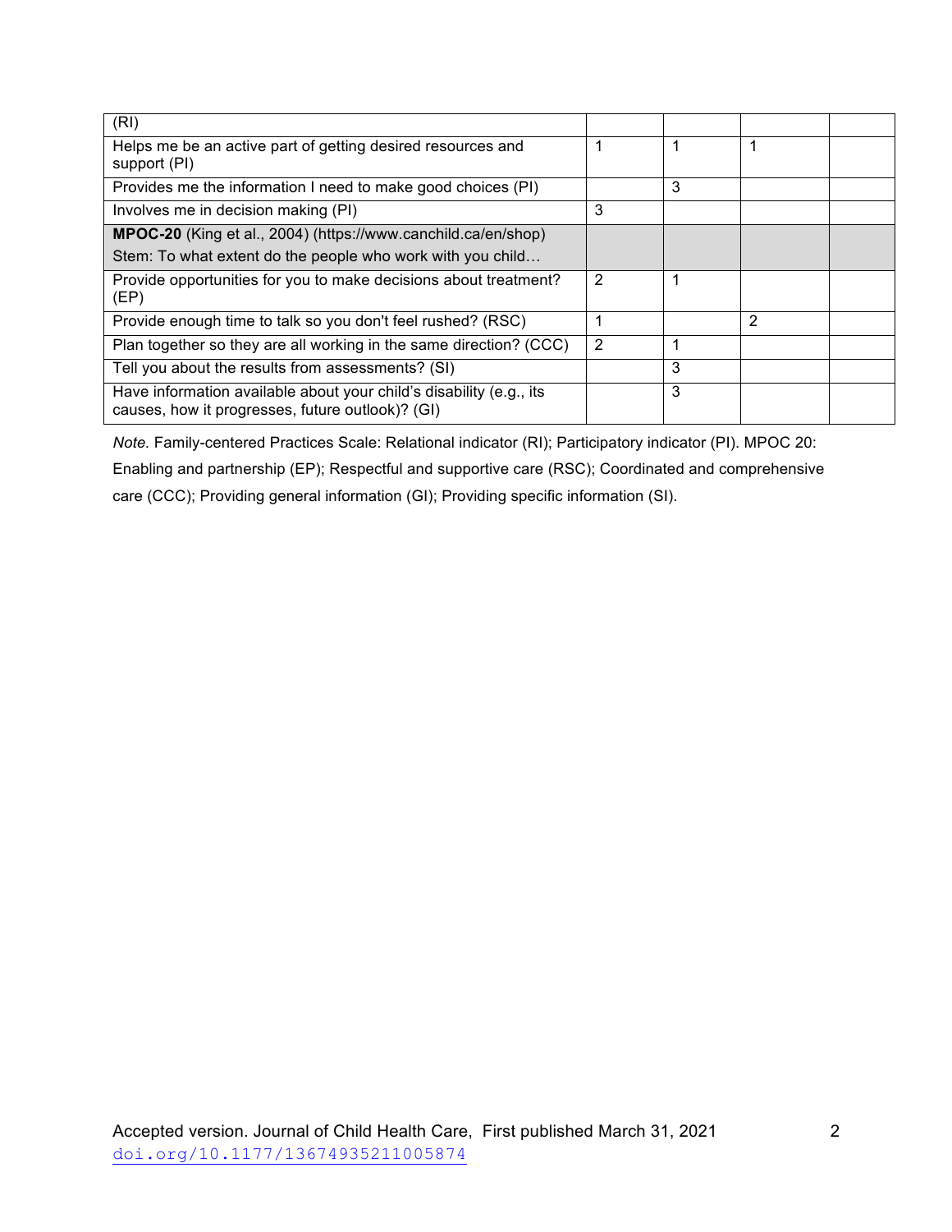| | | | | |
|---|---|---|---|---|
| (RI) | | | | |
| Helps me be an active part of getting desired resources and support (PI) | 1 | 1 | 1 | |
| Provides me the information I need to make good choices (PI) | | 3 | | |
| Involves me in decision making (PI) | 3 | | | |
| **MPOC-20** (King et al., 2004) (https://www.canchild.ca/en/shop) Stem: To what extent do the people who work with you child… | | | | |
| Provide opportunities for you to make decisions about treatment? (EP) | 2 | 1 | | |
| Provide enough time to talk so you don't feel rushed? (RSC) | 1 | | 2 | |
| Plan together so they are all working in the same direction? (CCC) | 2 | 1 | | |
| Tell you about the results from assessments? (SI) | | 3 | | |
| Have information available about your child's disability (e.g., its causes, how it progresses, future outlook)? (GI) | | 3 | | |

*Note.* Family-centered Practices Scale: Relational indicator (RI); Participatory indicator (PI). MPOC 20: Enabling and partnership (EP); Respectful and supportive care (RSC); Coordinated and comprehensive care (CCC); Providing general information (GI); Providing specific information (SI).

Accepted version. Journal of Child Health Care, First published March 31, 2021
doi.org/10.1177/13674935211005874